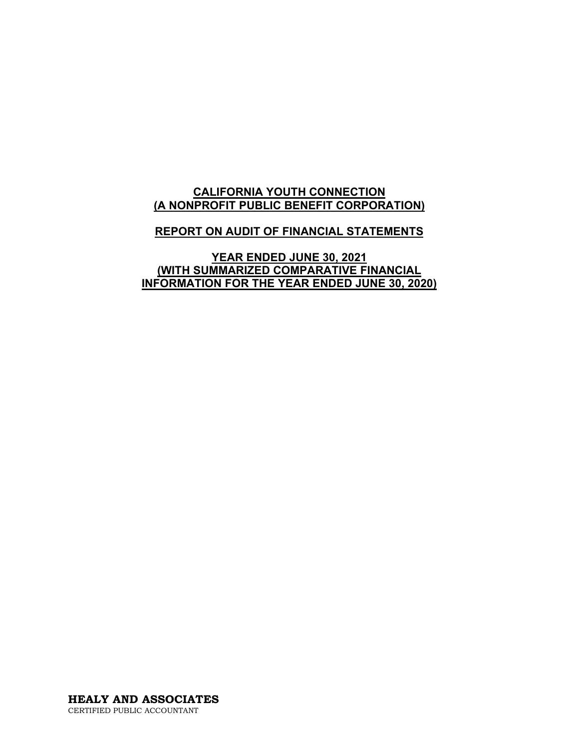# CALIFORNIA YOUTH CONNECTION
# (A NONPROFIT PUBLIC BENEFIT CORPORATION)

## REPORT ON AUDIT OF FINANCIAL STATEMENTS

## YEAR ENDED JUNE 30, 2021
## (WITH SUMMARIZED COMPARATIVE FINANCIAL INFORMATION FOR THE YEAR ENDED JUNE 30, 2020)

**HEALY AND ASSOCIATES**
CERTIFIED PUBLIC ACCOUNTANT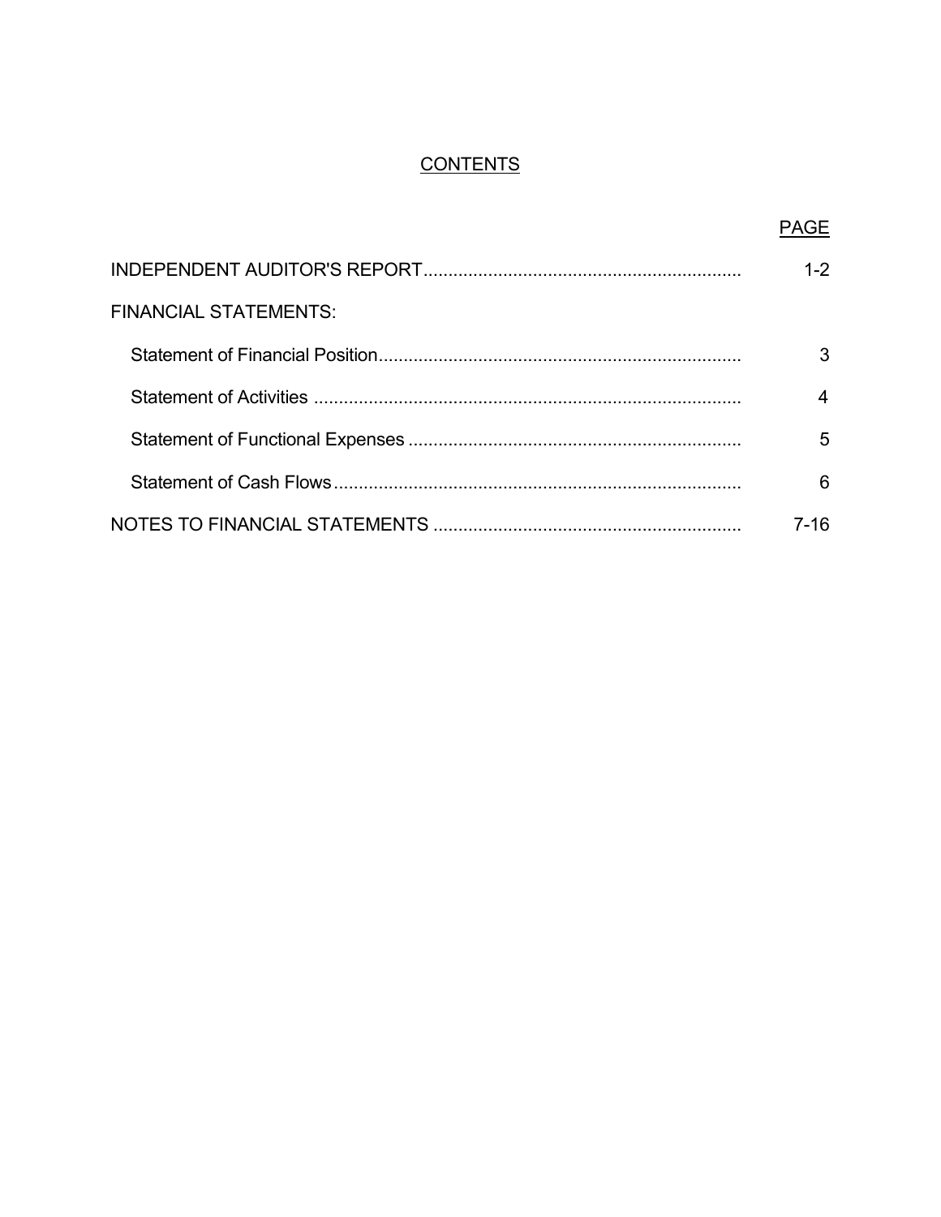# CONTENTS

| | PAGE |
|---|---|
| INDEPENDENT AUDITOR'S REPORT | 1-2 |
| FINANCIAL STATEMENTS: | |
| Statement of Financial Position | 3 |
| Statement of Activities | 4 |
| Statement of Functional Expenses | 5 |
| Statement of Cash Flows | 6 |
| NOTES TO FINANCIAL STATEMENTS | 7-16 |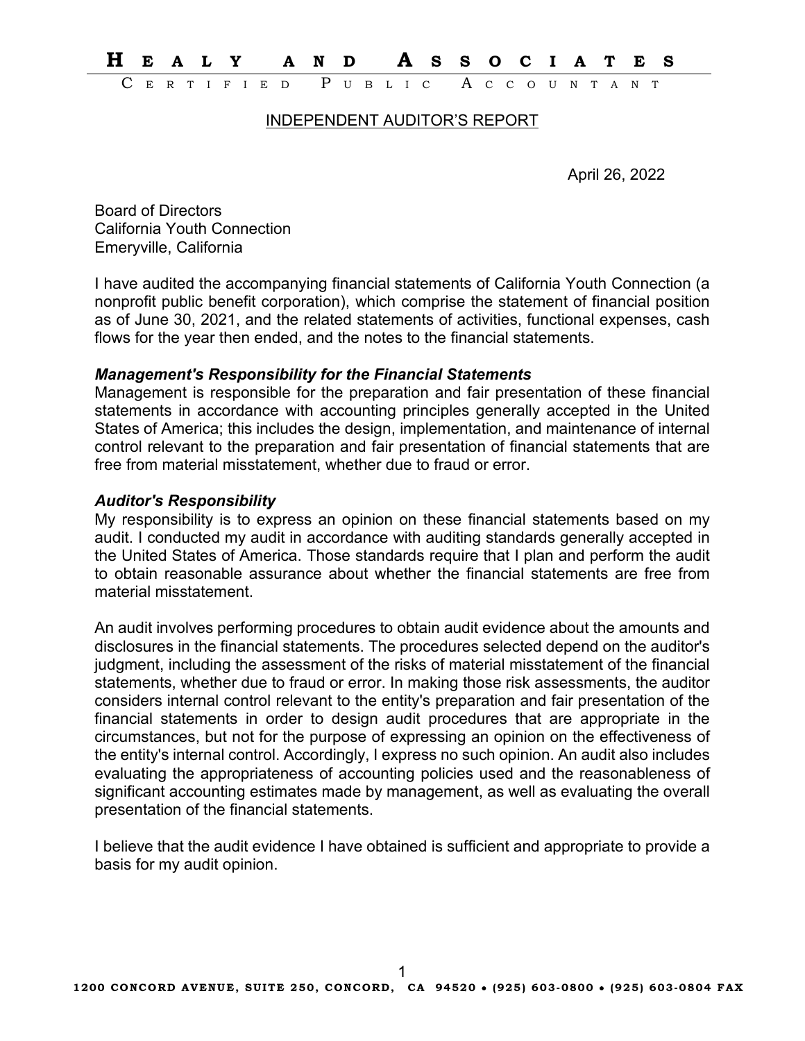# HEALY AND ASSOCIATES

CERTIFIED PUBLIC ACCOUNTANT

## INDEPENDENT AUDITOR'S REPORT

April 26, 2022

Board of Directors
California Youth Connection
Emeryville, California

I have audited the accompanying financial statements of California Youth Connection (a nonprofit public benefit corporation), which comprise the statement of financial position as of June 30, 2021, and the related statements of activities, functional expenses, cash flows for the year then ended, and the notes to the financial statements.

***Management's Responsibility for the Financial Statements***

Management is responsible for the preparation and fair presentation of these financial statements in accordance with accounting principles generally accepted in the United States of America; this includes the design, implementation, and maintenance of internal control relevant to the preparation and fair presentation of financial statements that are free from material misstatement, whether due to fraud or error.

***Auditor's Responsibility***

My responsibility is to express an opinion on these financial statements based on my audit. I conducted my audit in accordance with auditing standards generally accepted in the United States of America. Those standards require that I plan and perform the audit to obtain reasonable assurance about whether the financial statements are free from material misstatement.

An audit involves performing procedures to obtain audit evidence about the amounts and disclosures in the financial statements. The procedures selected depend on the auditor's judgment, including the assessment of the risks of material misstatement of the financial statements, whether due to fraud or error. In making those risk assessments, the auditor considers internal control relevant to the entity's preparation and fair presentation of the financial statements in order to design audit procedures that are appropriate in the circumstances, but not for the purpose of expressing an opinion on the effectiveness of the entity's internal control. Accordingly, I express no such opinion. An audit also includes evaluating the appropriateness of accounting policies used and the reasonableness of significant accounting estimates made by management, as well as evaluating the overall presentation of the financial statements.

I believe that the audit evidence I have obtained is sufficient and appropriate to provide a basis for my audit opinion.

1200 CONCORD AVENUE, SUITE 250, CONCORD, CA 94520 • (925) 603-0800 • (925) 603-0804 FAX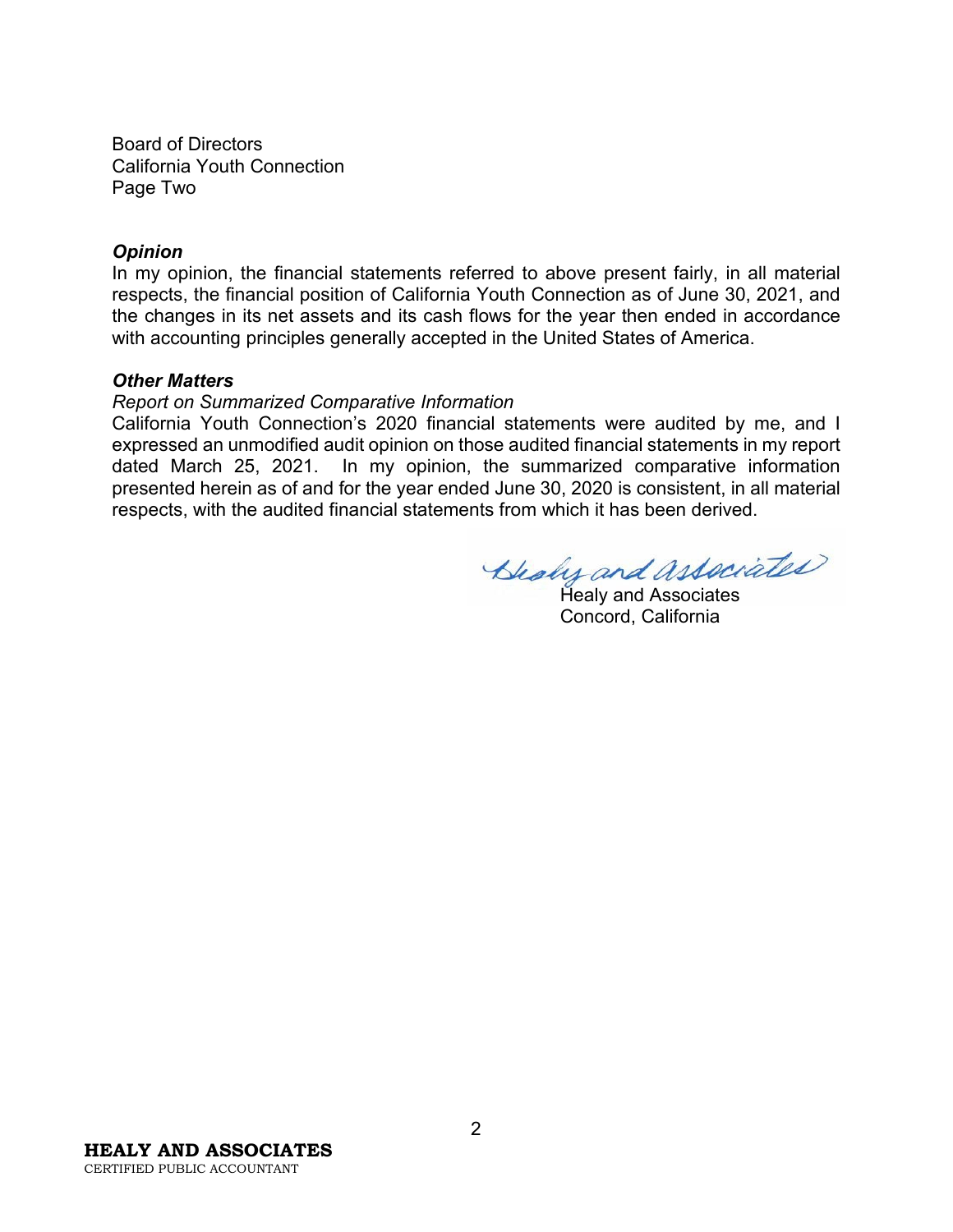Board of Directors
California Youth Connection
Page Two

***Opinion***

In my opinion, the financial statements referred to above present fairly, in all material respects, the financial position of California Youth Connection as of June 30, 2021, and the changes in its net assets and its cash flows for the year then ended in accordance with accounting principles generally accepted in the United States of America.

***Other Matters***

*Report on Summarized Comparative Information*

California Youth Connection's 2020 financial statements were audited by me, and I expressed an unmodified audit opinion on those audited financial statements in my report dated March 25, 2021. In my opinion, the summarized comparative information presented herein as of and for the year ended June 30, 2020 is consistent, in all material respects, with the audited financial statements from which it has been derived.

Healy and Associates

Healy and Associates
Concord, California

**HEALY AND ASSOCIATES**
CERTIFIED PUBLIC ACCOUNTANT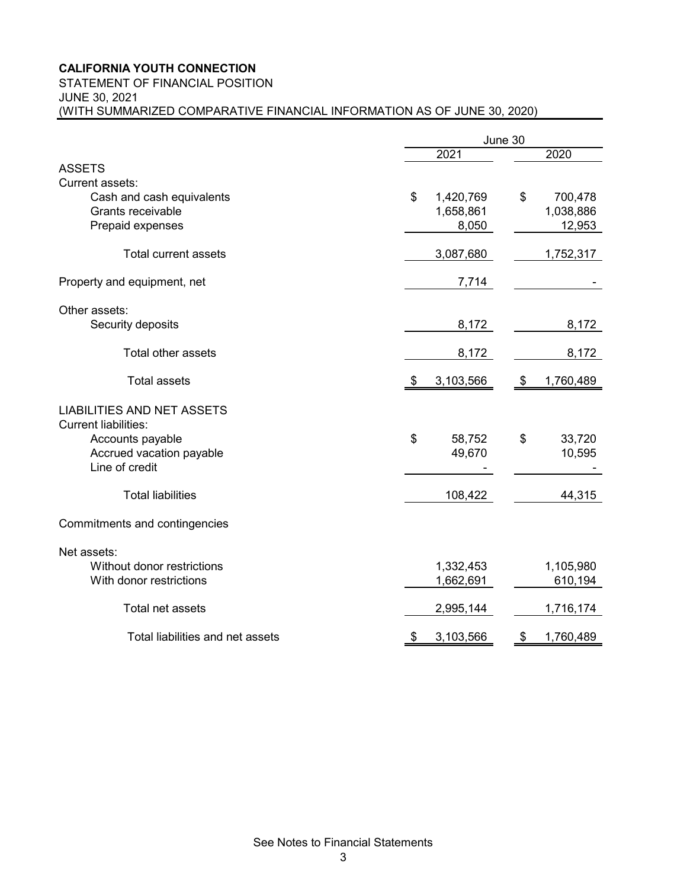**CALIFORNIA YOUTH CONNECTION**
STATEMENT OF FINANCIAL POSITION
JUNE 30, 2021
(WITH SUMMARIZED COMPARATIVE FINANCIAL INFORMATION AS OF JUNE 30, 2020)

| | June 30 | |
|---|---|---|
| | 2021 | 2020 |
| ASSETS | | |
| Current assets: | | |
| Cash and cash equivalents | $ 1,420,769 | $ 700,478 |
| Grants receivable | 1,658,861 | 1,038,886 |
| Prepaid expenses | 8,050 | 12,953 |
| Total current assets | 3,087,680 | 1,752,317 |
| Property and equipment, net | 7,714 | - |
| Other assets: | | |
| Security deposits | 8,172 | 8,172 |
| Total other assets | 8,172 | 8,172 |
| Total assets | $ 3,103,566 | $ 1,760,489 |
| LIABILITIES AND NET ASSETS | | |
| Current liabilities: | | |
| Accounts payable | $ 58,752 | $ 33,720 |
| Accrued vacation payable | 49,670 | 10,595 |
| Line of credit | - | - |
| Total liabilities | 108,422 | 44,315 |
| Commitments and contingencies | | |
| Net assets: | | |
| Without donor restrictions | 1,332,453 | 1,105,980 |
| With donor restrictions | 1,662,691 | 610,194 |
| Total net assets | 2,995,144 | 1,716,174 |
| Total liabilities and net assets | $ 3,103,566 | $ 1,760,489 |

See Notes to Financial Statements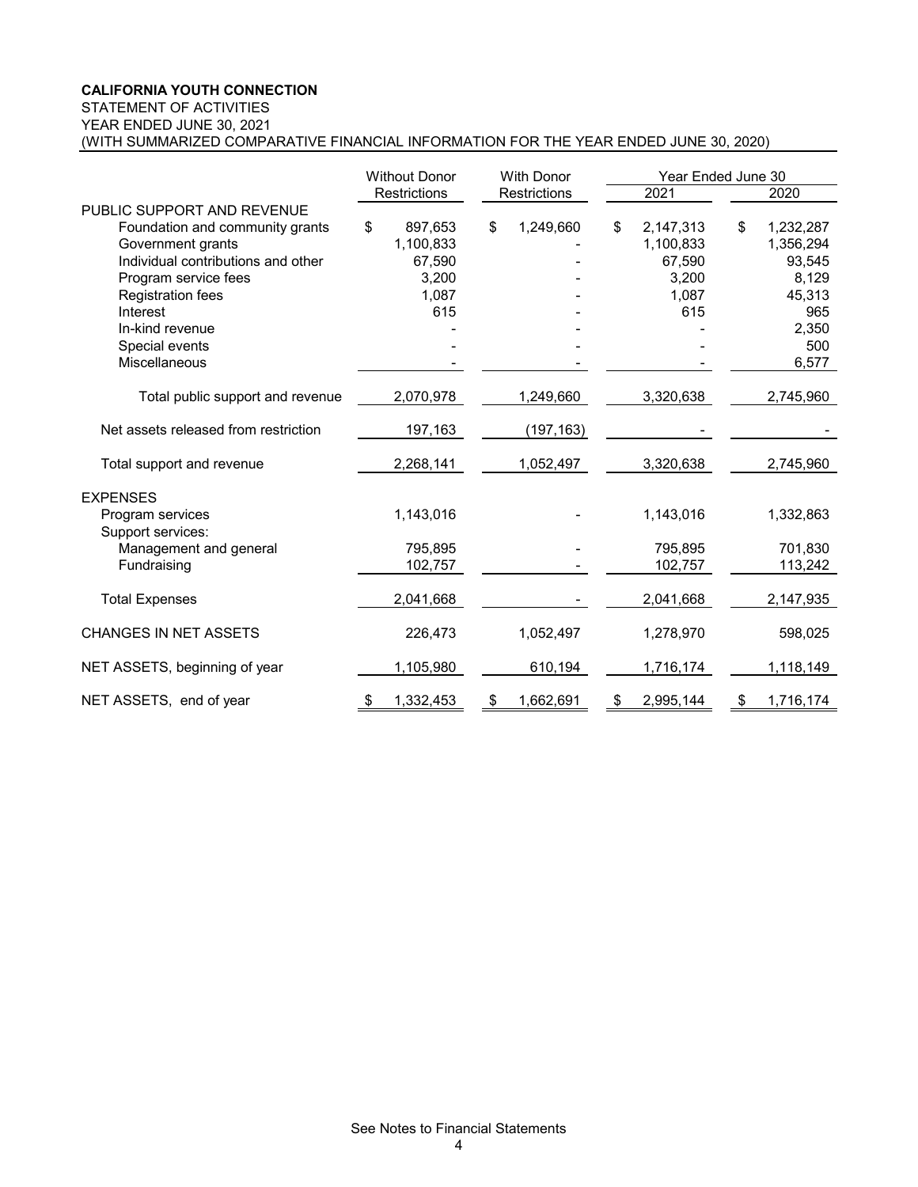**CALIFORNIA YOUTH CONNECTION**

STATEMENT OF ACTIVITIES

YEAR ENDED JUNE 30, 2021

(WITH SUMMARIZED COMPARATIVE FINANCIAL INFORMATION FOR THE YEAR ENDED JUNE 30, 2020)

| | Without Donor Restrictions | With Donor Restrictions | Year Ended June 30 | |
|---|---|---|---|---|
| | | | 2021 | 2020 |
| PUBLIC SUPPORT AND REVENUE | | | | |
| Foundation and community grants | $ 897,653 | $ 1,249,660 | $ 2,147,313 | $ 1,232,287 |
| Government grants | 1,100,833 | - | 1,100,833 | 1,356,294 |
| Individual contributions and other | 67,590 | - | 67,590 | 93,545 |
| Program service fees | 3,200 | - | 3,200 | 8,129 |
| Registration fees | 1,087 | - | 1,087 | 45,313 |
| Interest | 615 | - | 615 | 965 |
| In-kind revenue | - | - | - | 2,350 |
| Special events | - | - | - | 500 |
| Miscellaneous | - | - | - | 6,577 |
| Total public support and revenue | 2,070,978 | 1,249,660 | 3,320,638 | 2,745,960 |
| Net assets released from restriction | 197,163 | (197,163) | - | - |
| Total support and revenue | 2,268,141 | 1,052,497 | 3,320,638 | 2,745,960 |
| EXPENSES | | | | |
| Program services | 1,143,016 | - | 1,143,016 | 1,332,863 |
| Support services: | | | | |
| Management and general | 795,895 | - | 795,895 | 701,830 |
| Fundraising | 102,757 | - | 102,757 | 113,242 |
| Total Expenses | 2,041,668 | - | 2,041,668 | 2,147,935 |
| CHANGES IN NET ASSETS | 226,473 | 1,052,497 | 1,278,970 | 598,025 |
| NET ASSETS, beginning of year | 1,105,980 | 610,194 | 1,716,174 | 1,118,149 |
| NET ASSETS, end of year | $ 1,332,453 | $ 1,662,691 | $ 2,995,144 | $ 1,716,174 |

See Notes to Financial Statements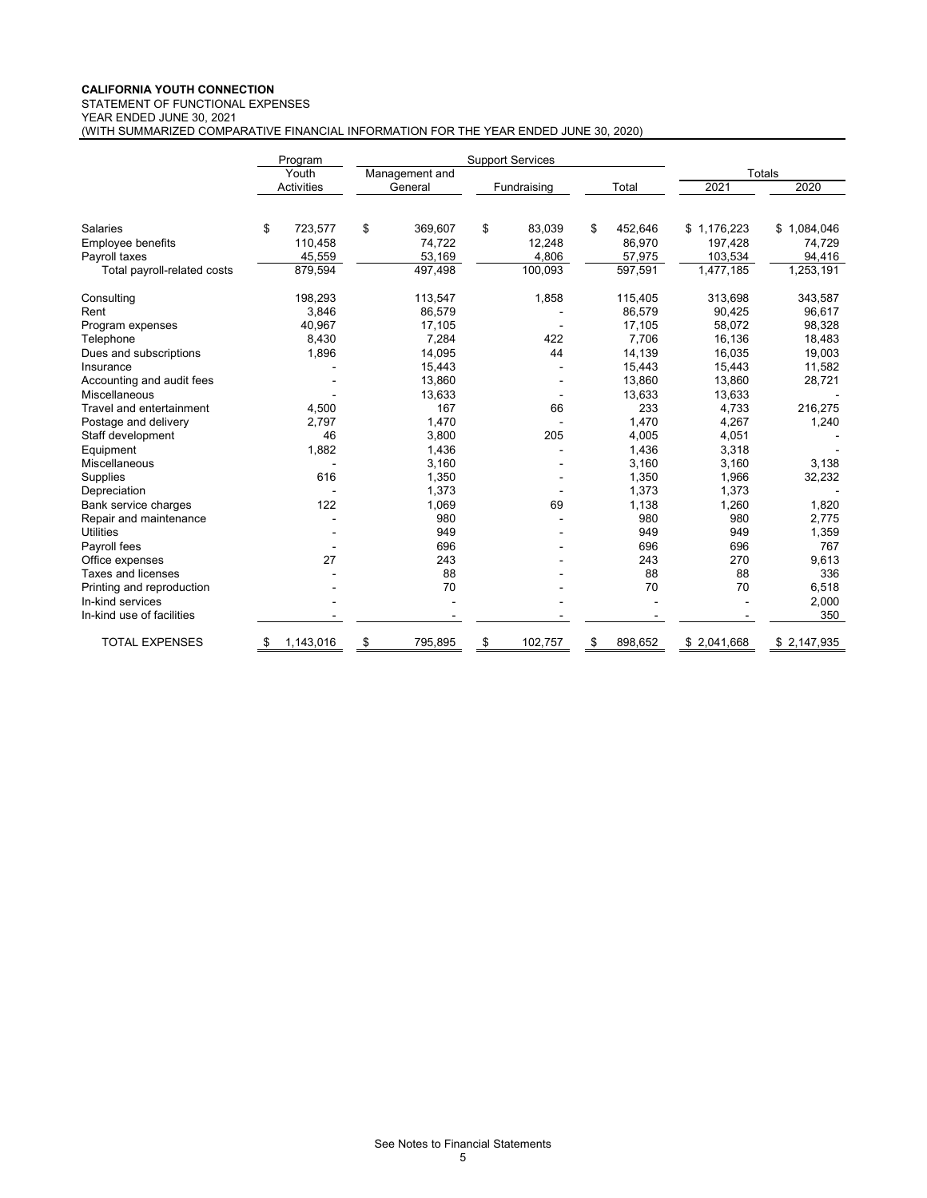**CALIFORNIA YOUTH CONNECTION**
STATEMENT OF FUNCTIONAL EXPENSES
YEAR ENDED JUNE 30, 2021
(WITH SUMMARIZED COMPARATIVE FINANCIAL INFORMATION FOR THE YEAR ENDED JUNE 30, 2020)

| | Program | Support Services | | | Totals | |
|---|---|---|---|---|---|---|
| | Youth Activities | Management and General | Fundraising | Total | 2021 | 2020 |
| Salaries | $ 723,577 | $ 369,607 | $ 83,039 | $ 452,646 | $ 1,176,223 | $ 1,084,046 |
| Employee benefits | 110,458 | 74,722 | 12,248 | 86,970 | 197,428 | 74,729 |
| Payroll taxes | 45,559 | 53,169 | 4,806 | 57,975 | 103,534 | 94,416 |
| Total payroll-related costs | 879,594 | 497,498 | 100,093 | 597,591 | 1,477,185 | 1,253,191 |
| Consulting | 198,293 | 113,547 | 1,858 | 115,405 | 313,698 | 343,587 |
| Rent | 3,846 | 86,579 | - | 86,579 | 90,425 | 96,617 |
| Program expenses | 40,967 | 17,105 | - | 17,105 | 58,072 | 98,328 |
| Telephone | 8,430 | 7,284 | 422 | 7,706 | 16,136 | 18,483 |
| Dues and subscriptions | 1,896 | 14,095 | 44 | 14,139 | 16,035 | 19,003 |
| Insurance | - | 15,443 | - | 15,443 | 15,443 | 11,582 |
| Accounting and audit fees | - | 13,860 | - | 13,860 | 13,860 | 28,721 |
| Miscellaneous | - | 13,633 | - | 13,633 | 13,633 | - |
| Travel and entertainment | 4,500 | 167 | 66 | 233 | 4,733 | 216,275 |
| Postage and delivery | 2,797 | 1,470 | - | 1,470 | 4,267 | 1,240 |
| Staff development | 46 | 3,800 | 205 | 4,005 | 4,051 | - |
| Equipment | 1,882 | 1,436 | - | 1,436 | 3,318 | - |
| Miscellaneous | - | 3,160 | - | 3,160 | 3,160 | 3,138 |
| Supplies | 616 | 1,350 | - | 1,350 | 1,966 | 32,232 |
| Depreciation | - | 1,373 | - | 1,373 | 1,373 | - |
| Bank service charges | 122 | 1,069 | 69 | 1,138 | 1,260 | 1,820 |
| Repair and maintenance | - | 980 | - | 980 | 980 | 2,775 |
| Utilities | - | 949 | - | 949 | 949 | 1,359 |
| Payroll fees | - | 696 | - | 696 | 696 | 767 |
| Office expenses | 27 | 243 | - | 243 | 270 | 9,613 |
| Taxes and licenses | - | 88 | - | 88 | 88 | 336 |
| Printing and reproduction | - | 70 | - | 70 | 70 | 6,518 |
| In-kind services | - | - | - | - | - | 2,000 |
| In-kind use of facilities | - | - | - | - | - | 350 |
| TOTAL EXPENSES | $ 1,143,016 | $ 795,895 | $ 102,757 | $ 898,652 | $ 2,041,668 | $ 2,147,935 |

See Notes to Financial Statements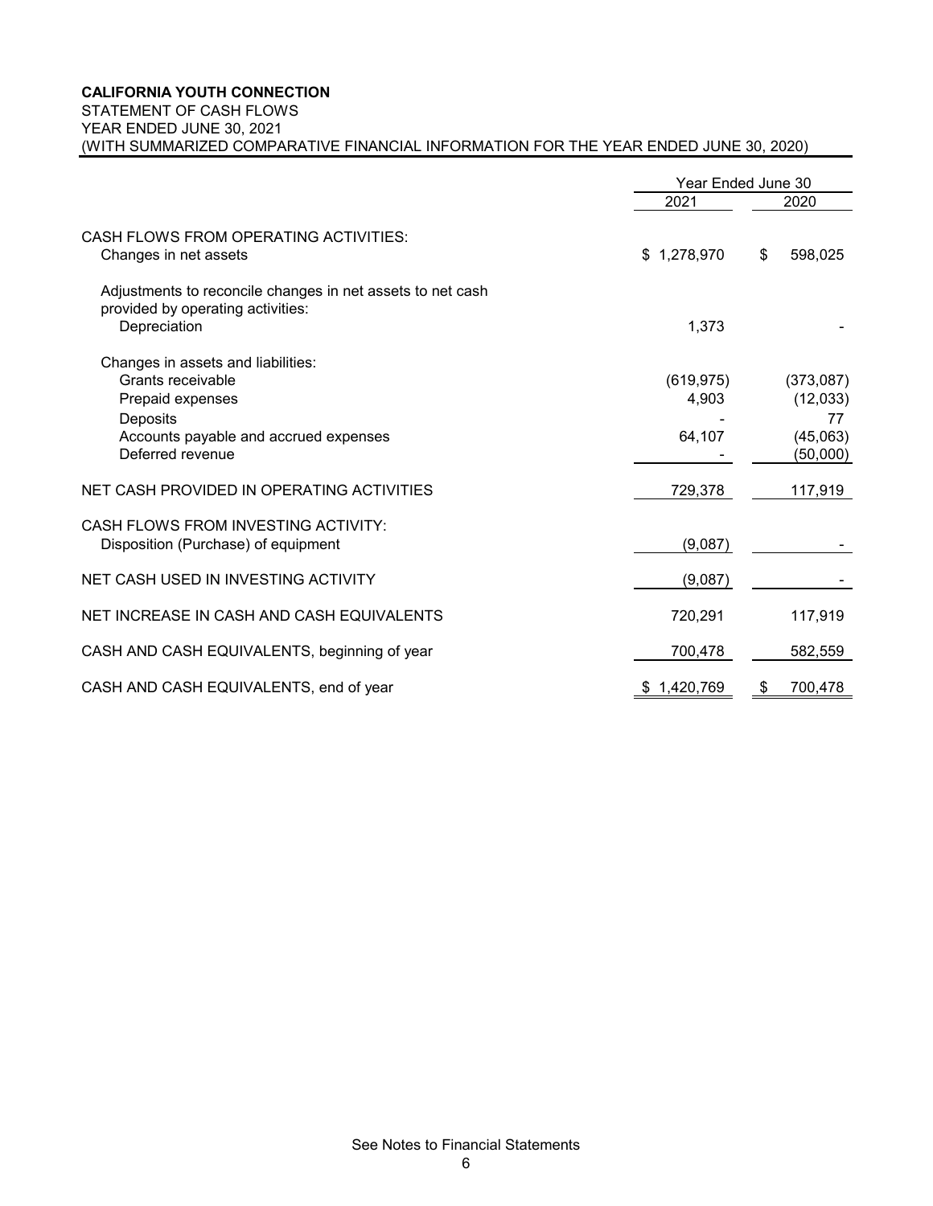**CALIFORNIA YOUTH CONNECTION**

STATEMENT OF CASH FLOWS

YEAR ENDED JUNE 30, 2021

(WITH SUMMARIZED COMPARATIVE FINANCIAL INFORMATION FOR THE YEAR ENDED JUNE 30, 2020)

| | Year Ended June 30 | |
|---|---|---|
| | 2021 | 2020 |
| CASH FLOWS FROM OPERATING ACTIVITIES: | | |
| Changes in net assets | $ 1,278,970 | $ 598,025 |
| Adjustments to reconcile changes in net assets to net cash provided by operating activities: | | |
| Depreciation | 1,373 | - |
| Changes in assets and liabilities: | | |
| Grants receivable | (619,975) | (373,087) |
| Prepaid expenses | 4,903 | (12,033) |
| Deposits | - | 77 |
| Accounts payable and accrued expenses | 64,107 | (45,063) |
| Deferred revenue | - | (50,000) |
| NET CASH PROVIDED IN OPERATING ACTIVITIES | 729,378 | 117,919 |
| CASH FLOWS FROM INVESTING ACTIVITY: | | |
| Disposition (Purchase) of equipment | (9,087) | - |
| NET CASH USED IN INVESTING ACTIVITY | (9,087) | - |
| NET INCREASE IN CASH AND CASH EQUIVALENTS | 720,291 | 117,919 |
| CASH AND CASH EQUIVALENTS, beginning of year | 700,478 | 582,559 |
| CASH AND CASH EQUIVALENTS, end of year | $ 1,420,769 | $ 700,478 |

See Notes to Financial Statements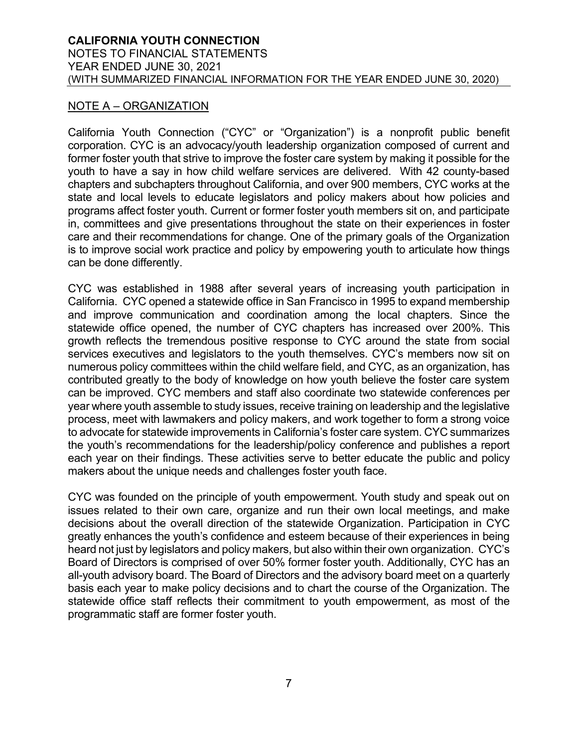## NOTE A – ORGANIZATION

California Youth Connection ("CYC" or "Organization") is a nonprofit public benefit corporation. CYC is an advocacy/youth leadership organization composed of current and former foster youth that strive to improve the foster care system by making it possible for the youth to have a say in how child welfare services are delivered. With 42 county-based chapters and subchapters throughout California, and over 900 members, CYC works at the state and local levels to educate legislators and policy makers about how policies and programs affect foster youth. Current or former foster youth members sit on, and participate in, committees and give presentations throughout the state on their experiences in foster care and their recommendations for change. One of the primary goals of the Organization is to improve social work practice and policy by empowering youth to articulate how things can be done differently.

CYC was established in 1988 after several years of increasing youth participation in California. CYC opened a statewide office in San Francisco in 1995 to expand membership and improve communication and coordination among the local chapters. Since the statewide office opened, the number of CYC chapters has increased over 200%. This growth reflects the tremendous positive response to CYC around the state from social services executives and legislators to the youth themselves. CYC's members now sit on numerous policy committees within the child welfare field, and CYC, as an organization, has contributed greatly to the body of knowledge on how youth believe the foster care system can be improved. CYC members and staff also coordinate two statewide conferences per year where youth assemble to study issues, receive training on leadership and the legislative process, meet with lawmakers and policy makers, and work together to form a strong voice to advocate for statewide improvements in California's foster care system. CYC summarizes the youth's recommendations for the leadership/policy conference and publishes a report each year on their findings. These activities serve to better educate the public and policy makers about the unique needs and challenges foster youth face.

CYC was founded on the principle of youth empowerment. Youth study and speak out on issues related to their own care, organize and run their own local meetings, and make decisions about the overall direction of the statewide Organization. Participation in CYC greatly enhances the youth's confidence and esteem because of their experiences in being heard not just by legislators and policy makers, but also within their own organization. CYC's Board of Directors is comprised of over 50% former foster youth. Additionally, CYC has an all-youth advisory board. The Board of Directors and the advisory board meet on a quarterly basis each year to make policy decisions and to chart the course of the Organization. The statewide office staff reflects their commitment to youth empowerment, as most of the programmatic staff are former foster youth.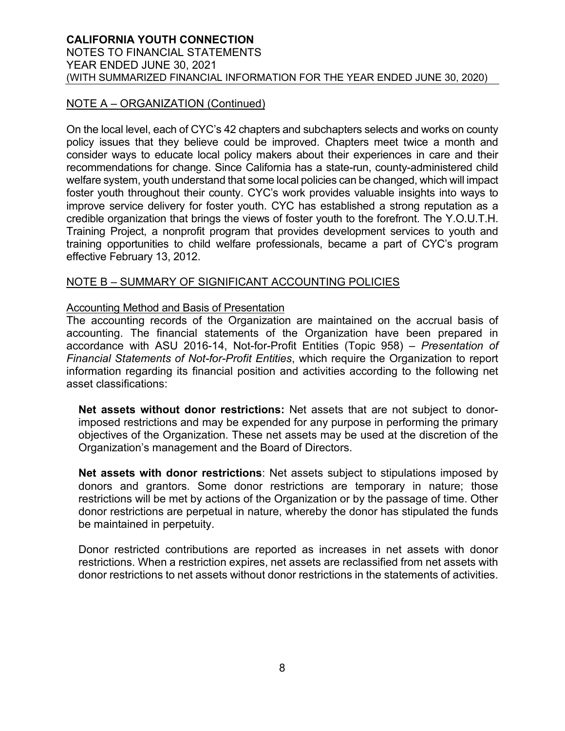## NOTE A – ORGANIZATION (Continued)

On the local level, each of CYC's 42 chapters and subchapters selects and works on county policy issues that they believe could be improved. Chapters meet twice a month and consider ways to educate local policy makers about their experiences in care and their recommendations for change. Since California has a state-run, county-administered child welfare system, youth understand that some local policies can be changed, which will impact foster youth throughout their county. CYC's work provides valuable insights into ways to improve service delivery for foster youth. CYC has established a strong reputation as a credible organization that brings the views of foster youth to the forefront. The Y.O.U.T.H. Training Project, a nonprofit program that provides development services to youth and training opportunities to child welfare professionals, became a part of CYC's program effective February 13, 2012.

## NOTE B – SUMMARY OF SIGNIFICANT ACCOUNTING POLICIES

### Accounting Method and Basis of Presentation

The accounting records of the Organization are maintained on the accrual basis of accounting. The financial statements of the Organization have been prepared in accordance with ASU 2016-14, Not-for-Profit Entities (Topic 958) – *Presentation of Financial Statements of Not-for-Profit Entities*, which require the Organization to report information regarding its financial position and activities according to the following net asset classifications:

**Net assets without donor restrictions:** Net assets that are not subject to donor-imposed restrictions and may be expended for any purpose in performing the primary objectives of the Organization. These net assets may be used at the discretion of the Organization's management and the Board of Directors.

**Net assets with donor restrictions**: Net assets subject to stipulations imposed by donors and grantors. Some donor restrictions are temporary in nature; those restrictions will be met by actions of the Organization or by the passage of time. Other donor restrictions are perpetual in nature, whereby the donor has stipulated the funds be maintained in perpetuity.

Donor restricted contributions are reported as increases in net assets with donor restrictions. When a restriction expires, net assets are reclassified from net assets with donor restrictions to net assets without donor restrictions in the statements of activities.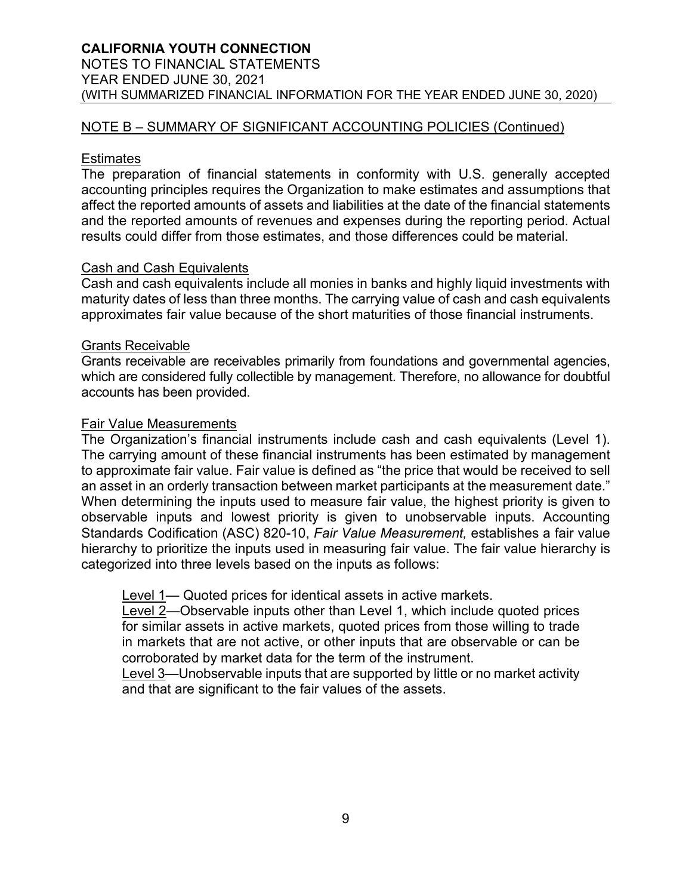## NOTE B – SUMMARY OF SIGNIFICANT ACCOUNTING POLICIES (Continued)

### Estimates

The preparation of financial statements in conformity with U.S. generally accepted accounting principles requires the Organization to make estimates and assumptions that affect the reported amounts of assets and liabilities at the date of the financial statements and the reported amounts of revenues and expenses during the reporting period. Actual results could differ from those estimates, and those differences could be material.

### Cash and Cash Equivalents

Cash and cash equivalents include all monies in banks and highly liquid investments with maturity dates of less than three months. The carrying value of cash and cash equivalents approximates fair value because of the short maturities of those financial instruments.

### Grants Receivable

Grants receivable are receivables primarily from foundations and governmental agencies, which are considered fully collectible by management. Therefore, no allowance for doubtful accounts has been provided.

### Fair Value Measurements

The Organization's financial instruments include cash and cash equivalents (Level 1). The carrying amount of these financial instruments has been estimated by management to approximate fair value. Fair value is defined as "the price that would be received to sell an asset in an orderly transaction between market participants at the measurement date." When determining the inputs used to measure fair value, the highest priority is given to observable inputs and lowest priority is given to unobservable inputs. Accounting Standards Codification (ASC) 820-10, *Fair Value Measurement,* establishes a fair value hierarchy to prioritize the inputs used in measuring fair value. The fair value hierarchy is categorized into three levels based on the inputs as follows:

Level 1— Quoted prices for identical assets in active markets.
Level 2—Observable inputs other than Level 1, which include quoted prices for similar assets in active markets, quoted prices from those willing to trade in markets that are not active, or other inputs that are observable or can be corroborated by market data for the term of the instrument.
Level 3—Unobservable inputs that are supported by little or no market activity and that are significant to the fair values of the assets.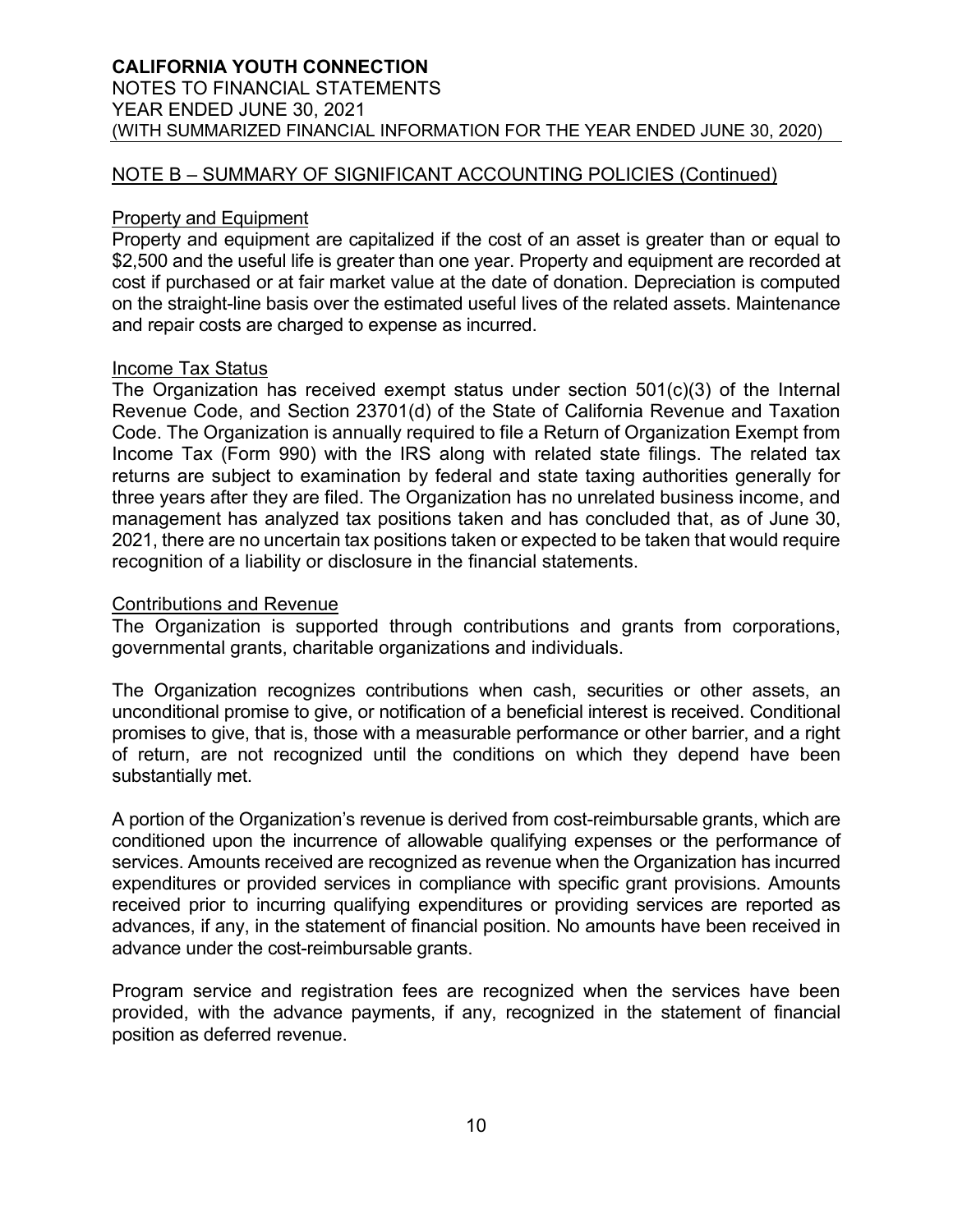## NOTE B – SUMMARY OF SIGNIFICANT ACCOUNTING POLICIES (Continued)

### Property and Equipment

Property and equipment are capitalized if the cost of an asset is greater than or equal to $2,500 and the useful life is greater than one year. Property and equipment are recorded at cost if purchased or at fair market value at the date of donation. Depreciation is computed on the straight-line basis over the estimated useful lives of the related assets. Maintenance and repair costs are charged to expense as incurred.

### Income Tax Status

The Organization has received exempt status under section 501(c)(3) of the Internal Revenue Code, and Section 23701(d) of the State of California Revenue and Taxation Code. The Organization is annually required to file a Return of Organization Exempt from Income Tax (Form 990) with the IRS along with related state filings. The related tax returns are subject to examination by federal and state taxing authorities generally for three years after they are filed. The Organization has no unrelated business income, and management has analyzed tax positions taken and has concluded that, as of June 30, 2021, there are no uncertain tax positions taken or expected to be taken that would require recognition of a liability or disclosure in the financial statements.

### Contributions and Revenue

The Organization is supported through contributions and grants from corporations, governmental grants, charitable organizations and individuals.

The Organization recognizes contributions when cash, securities or other assets, an unconditional promise to give, or notification of a beneficial interest is received. Conditional promises to give, that is, those with a measurable performance or other barrier, and a right of return, are not recognized until the conditions on which they depend have been substantially met.

A portion of the Organization's revenue is derived from cost-reimbursable grants, which are conditioned upon the incurrence of allowable qualifying expenses or the performance of services. Amounts received are recognized as revenue when the Organization has incurred expenditures or provided services in compliance with specific grant provisions. Amounts received prior to incurring qualifying expenditures or providing services are reported as advances, if any, in the statement of financial position. No amounts have been received in advance under the cost-reimbursable grants.

Program service and registration fees are recognized when the services have been provided, with the advance payments, if any, recognized in the statement of financial position as deferred revenue.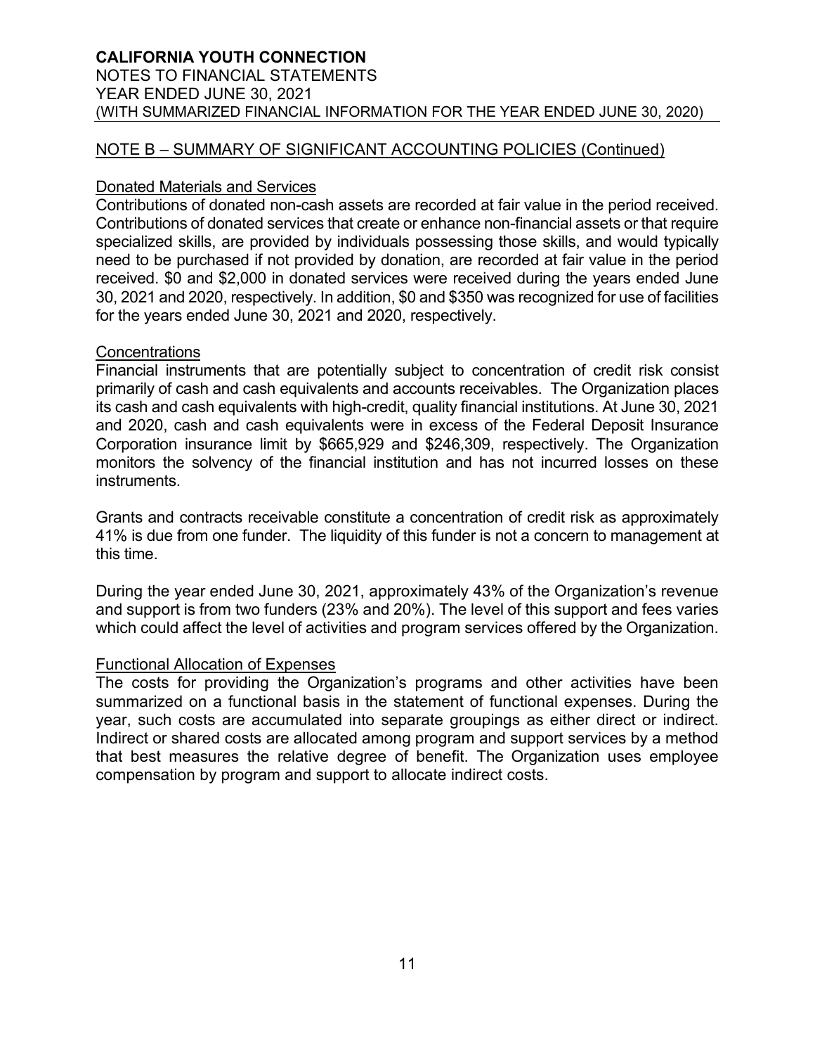## NOTE B – SUMMARY OF SIGNIFICANT ACCOUNTING POLICIES (Continued)

### Donated Materials and Services

Contributions of donated non-cash assets are recorded at fair value in the period received. Contributions of donated services that create or enhance non-financial assets or that require specialized skills, are provided by individuals possessing those skills, and would typically need to be purchased if not provided by donation, are recorded at fair value in the period received. $0 and $2,000 in donated services were received during the years ended June 30, 2021 and 2020, respectively. In addition, $0 and $350 was recognized for use of facilities for the years ended June 30, 2021 and 2020, respectively.

### Concentrations

Financial instruments that are potentially subject to concentration of credit risk consist primarily of cash and cash equivalents and accounts receivables. The Organization places its cash and cash equivalents with high-credit, quality financial institutions. At June 30, 2021 and 2020, cash and cash equivalents were in excess of the Federal Deposit Insurance Corporation insurance limit by $665,929 and $246,309, respectively. The Organization monitors the solvency of the financial institution and has not incurred losses on these instruments.

Grants and contracts receivable constitute a concentration of credit risk as approximately 41% is due from one funder. The liquidity of this funder is not a concern to management at this time.

During the year ended June 30, 2021, approximately 43% of the Organization's revenue and support is from two funders (23% and 20%). The level of this support and fees varies which could affect the level of activities and program services offered by the Organization.

### Functional Allocation of Expenses

The costs for providing the Organization's programs and other activities have been summarized on a functional basis in the statement of functional expenses. During the year, such costs are accumulated into separate groupings as either direct or indirect. Indirect or shared costs are allocated among program and support services by a method that best measures the relative degree of benefit. The Organization uses employee compensation by program and support to allocate indirect costs.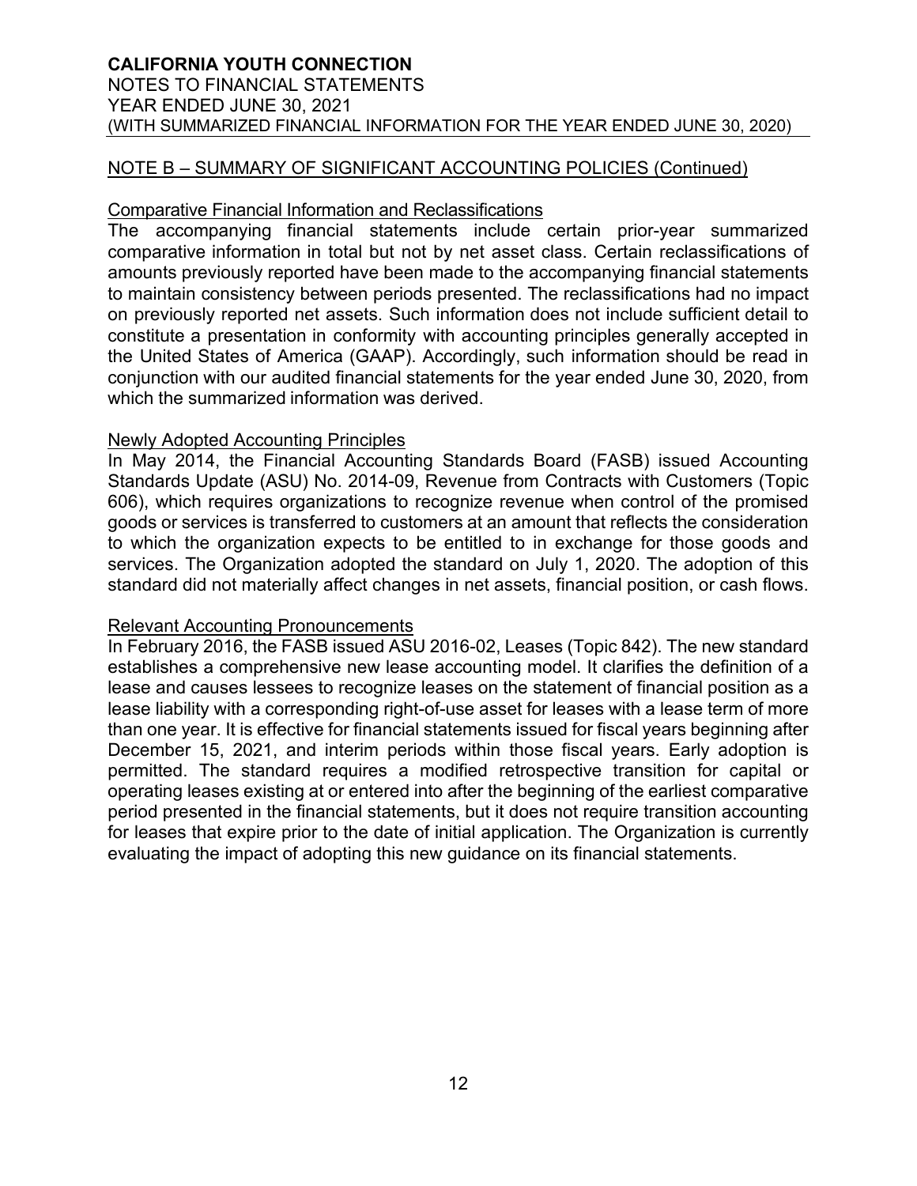## NOTE B – SUMMARY OF SIGNIFICANT ACCOUNTING POLICIES (Continued)

### Comparative Financial Information and Reclassifications

The accompanying financial statements include certain prior-year summarized comparative information in total but not by net asset class. Certain reclassifications of amounts previously reported have been made to the accompanying financial statements to maintain consistency between periods presented. The reclassifications had no impact on previously reported net assets. Such information does not include sufficient detail to constitute a presentation in conformity with accounting principles generally accepted in the United States of America (GAAP). Accordingly, such information should be read in conjunction with our audited financial statements for the year ended June 30, 2020, from which the summarized information was derived.

### Newly Adopted Accounting Principles

In May 2014, the Financial Accounting Standards Board (FASB) issued Accounting Standards Update (ASU) No. 2014-09, Revenue from Contracts with Customers (Topic 606), which requires organizations to recognize revenue when control of the promised goods or services is transferred to customers at an amount that reflects the consideration to which the organization expects to be entitled to in exchange for those goods and services. The Organization adopted the standard on July 1, 2020. The adoption of this standard did not materially affect changes in net assets, financial position, or cash flows.

### Relevant Accounting Pronouncements

In February 2016, the FASB issued ASU 2016-02, Leases (Topic 842). The new standard establishes a comprehensive new lease accounting model. It clarifies the definition of a lease and causes lessees to recognize leases on the statement of financial position as a lease liability with a corresponding right-of-use asset for leases with a lease term of more than one year. It is effective for financial statements issued for fiscal years beginning after December 15, 2021, and interim periods within those fiscal years. Early adoption is permitted. The standard requires a modified retrospective transition for capital or operating leases existing at or entered into after the beginning of the earliest comparative period presented in the financial statements, but it does not require transition accounting for leases that expire prior to the date of initial application. The Organization is currently evaluating the impact of adopting this new guidance on its financial statements.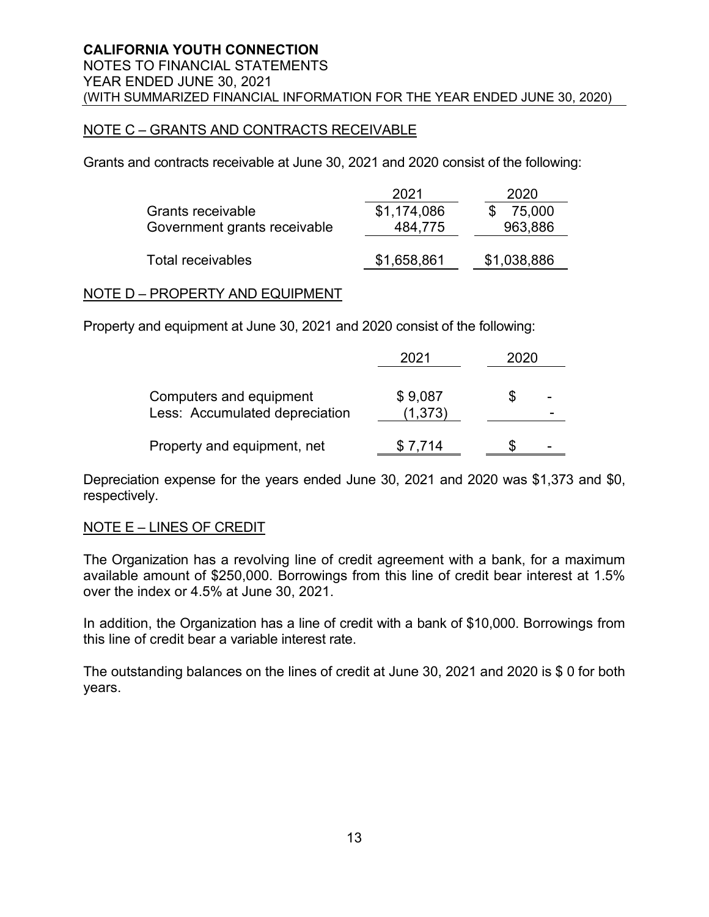**CALIFORNIA YOUTH CONNECTION**
NOTES TO FINANCIAL STATEMENTS
YEAR ENDED JUNE 30, 2021
(WITH SUMMARIZED FINANCIAL INFORMATION FOR THE YEAR ENDED JUNE 30, 2020)

## NOTE C – GRANTS AND CONTRACTS RECEIVABLE

Grants and contracts receivable at June 30, 2021 and 2020 consist of the following:

| | 2021 | 2020 |
|---|---|---|
| Grants receivable | $1,174,086 | $ 75,000 |
| Government grants receivable | 484,775 | 963,886 |
| Total receivables | $1,658,861 | $1,038,886 |

## NOTE D – PROPERTY AND EQUIPMENT

Property and equipment at June 30, 2021 and 2020 consist of the following:

| | 2021 | 2020 |
|---|---|---|
| Computers and equipment | $ 9,087 | $ - |
| Less: Accumulated depreciation | (1,373) | - |
| Property and equipment, net | $ 7,714 | $ - |

Depreciation expense for the years ended June 30, 2021 and 2020 was $1,373 and $0, respectively.

## NOTE E – LINES OF CREDIT

The Organization has a revolving line of credit agreement with a bank, for a maximum available amount of $250,000. Borrowings from this line of credit bear interest at 1.5% over the index or 4.5% at June 30, 2021.

In addition, the Organization has a line of credit with a bank of $10,000. Borrowings from this line of credit bear a variable interest rate.

The outstanding balances on the lines of credit at June 30, 2021 and 2020 is $ 0 for both years.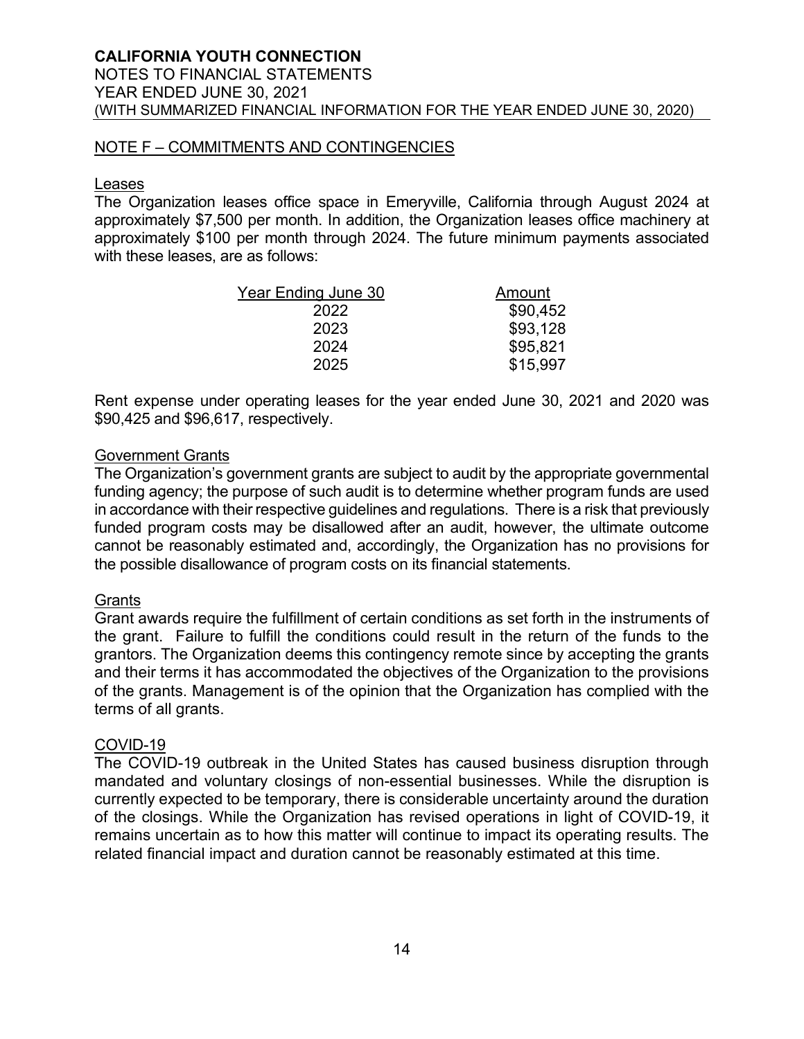## NOTE F – COMMITMENTS AND CONTINGENCIES

### Leases

The Organization leases office space in Emeryville, California through August 2024 at approximately $7,500 per month. In addition, the Organization leases office machinery at approximately $100 per month through 2024. The future minimum payments associated with these leases, are as follows:

| Year Ending June 30 | Amount |
|---|---|
| 2022 | $90,452 |
| 2023 | $93,128 |
| 2024 | $95,821 |
| 2025 | $15,997 |

Rent expense under operating leases for the year ended June 30, 2021 and 2020 was $90,425 and $96,617, respectively.

### Government Grants

The Organization's government grants are subject to audit by the appropriate governmental funding agency; the purpose of such audit is to determine whether program funds are used in accordance with their respective guidelines and regulations. There is a risk that previously funded program costs may be disallowed after an audit, however, the ultimate outcome cannot be reasonably estimated and, accordingly, the Organization has no provisions for the possible disallowance of program costs on its financial statements.

### Grants

Grant awards require the fulfillment of certain conditions as set forth in the instruments of the grant. Failure to fulfill the conditions could result in the return of the funds to the grantors. The Organization deems this contingency remote since by accepting the grants and their terms it has accommodated the objectives of the Organization to the provisions of the grants. Management is of the opinion that the Organization has complied with the terms of all grants.

### COVID-19

The COVID-19 outbreak in the United States has caused business disruption through mandated and voluntary closings of non-essential businesses. While the disruption is currently expected to be temporary, there is considerable uncertainty around the duration of the closings. While the Organization has revised operations in light of COVID-19, it remains uncertain as to how this matter will continue to impact its operating results. The related financial impact and duration cannot be reasonably estimated at this time.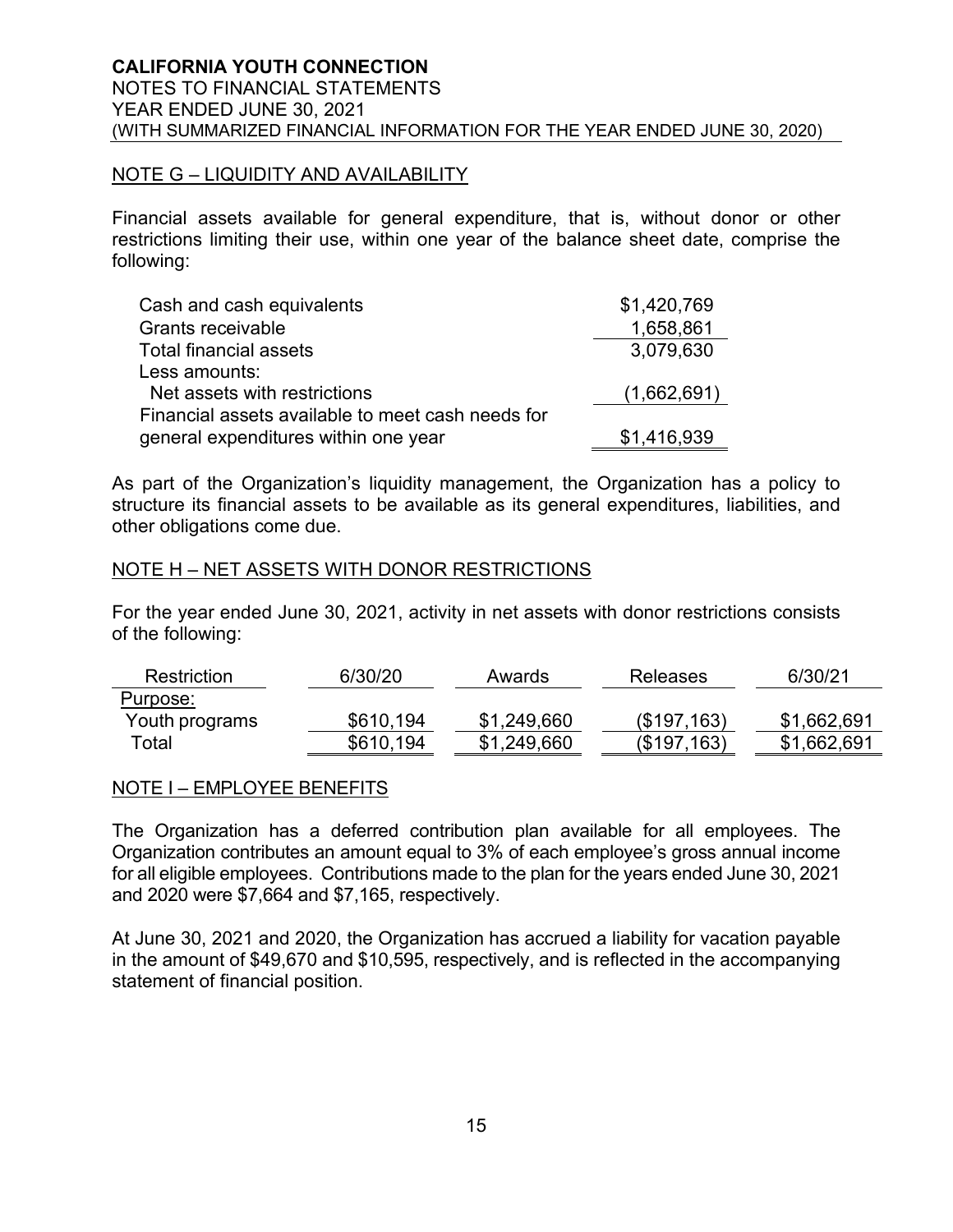**CALIFORNIA YOUTH CONNECTION**
NOTES TO FINANCIAL STATEMENTS
YEAR ENDED JUNE 30, 2021
(WITH SUMMARIZED FINANCIAL INFORMATION FOR THE YEAR ENDED JUNE 30, 2020)

## NOTE G – LIQUIDITY AND AVAILABILITY

Financial assets available for general expenditure, that is, without donor or other restrictions limiting their use, within one year of the balance sheet date, comprise the following:

| | |
|---|---|
| Cash and cash equivalents | $1,420,769 |
| Grants receivable | 1,658,861 |
| Total financial assets | 3,079,630 |
| Less amounts: | |
| Net assets with restrictions | (1,662,691) |
| Financial assets available to meet cash needs for general expenditures within one year | $1,416,939 |

As part of the Organization's liquidity management, the Organization has a policy to structure its financial assets to be available as its general expenditures, liabilities, and other obligations come due.

## NOTE H – NET ASSETS WITH DONOR RESTRICTIONS

For the year ended June 30, 2021, activity in net assets with donor restrictions consists of the following:

| Restriction | 6/30/20 | Awards | Releases | 6/30/21 |
|---|---|---|---|---|
| Purpose: | | | | |
| Youth programs | $610,194 | $1,249,660 | ($197,163) | $1,662,691 |
| Total | $610,194 | $1,249,660 | ($197,163) | $1,662,691 |

## NOTE I – EMPLOYEE BENEFITS

The Organization has a deferred contribution plan available for all employees. The Organization contributes an amount equal to 3% of each employee's gross annual income for all eligible employees. Contributions made to the plan for the years ended June 30, 2021 and 2020 were $7,664 and $7,165, respectively.

At June 30, 2021 and 2020, the Organization has accrued a liability for vacation payable in the amount of $49,670 and $10,595, respectively, and is reflected in the accompanying statement of financial position.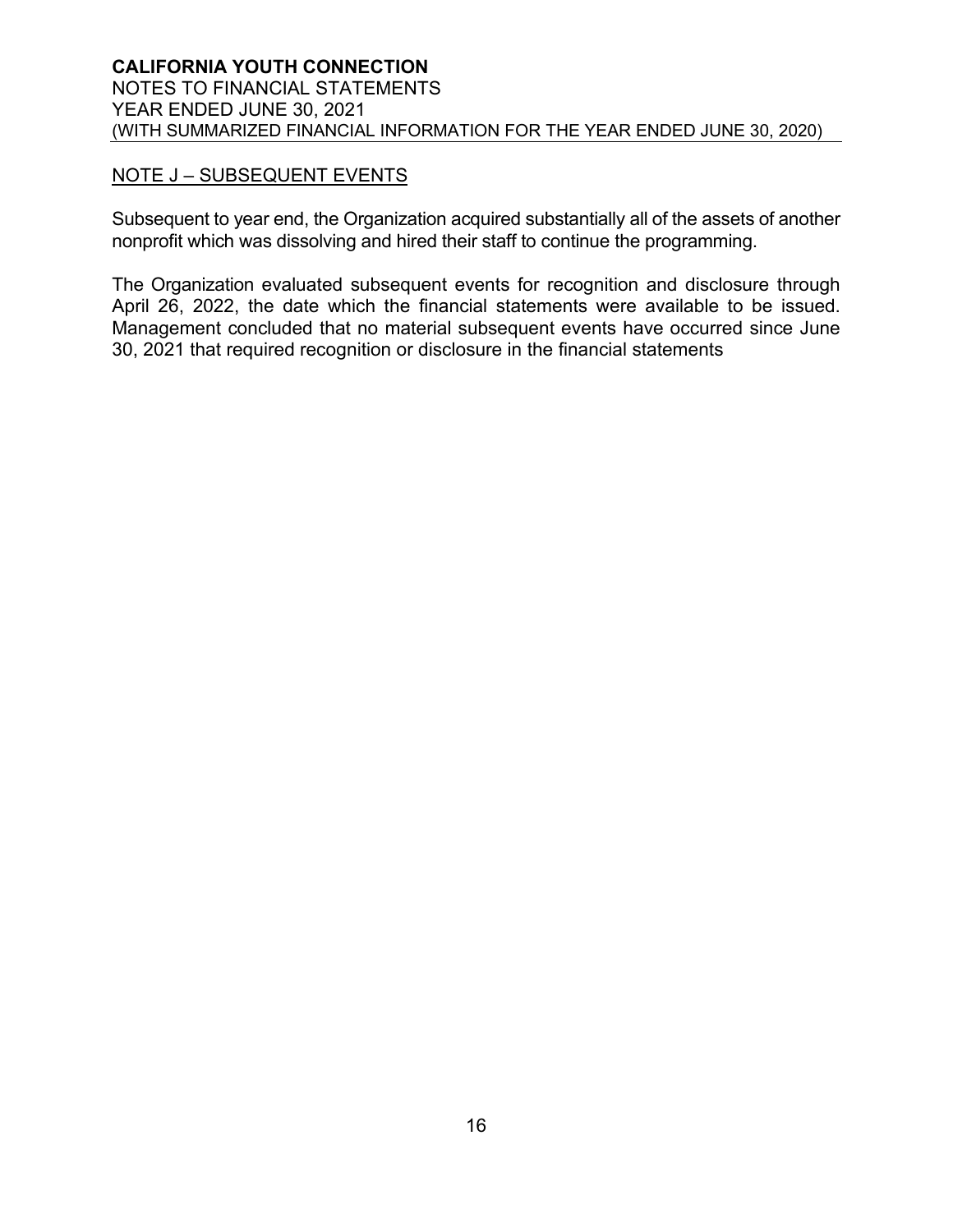## NOTE J – SUBSEQUENT EVENTS

Subsequent to year end, the Organization acquired substantially all of the assets of another nonprofit which was dissolving and hired their staff to continue the programming.

The Organization evaluated subsequent events for recognition and disclosure through April 26, 2022, the date which the financial statements were available to be issued. Management concluded that no material subsequent events have occurred since June 30, 2021 that required recognition or disclosure in the financial statements